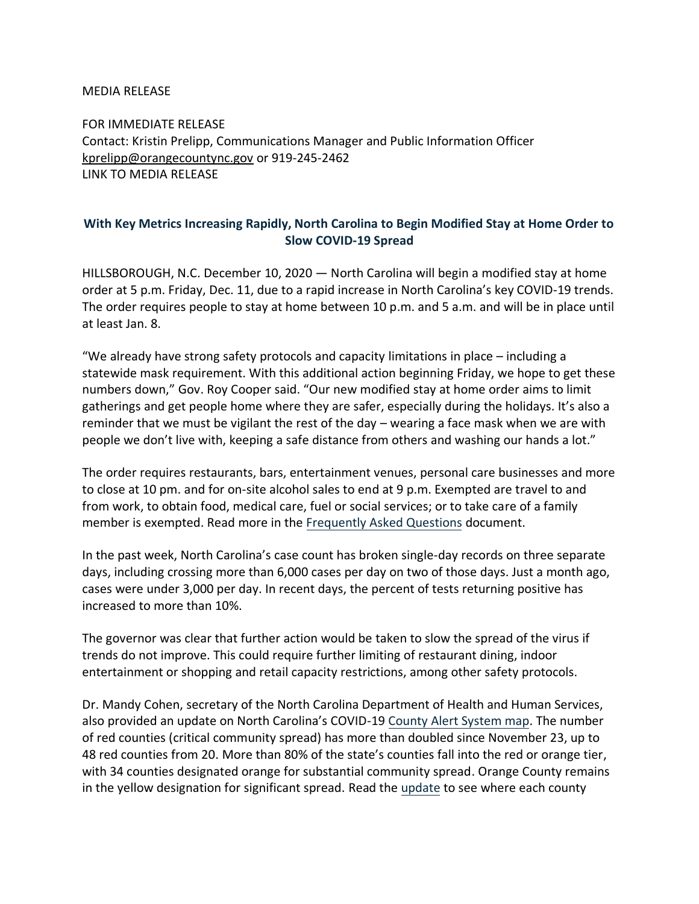MEDIA RELEASE

FOR IMMEDIATE RELEASE
Contact: Kristin Prelipp, Communications Manager and Public Information Officer
kprelipp@orangecountync.gov or 919-245-2462
LINK TO MEDIA RELEASE

## With Key Metrics Increasing Rapidly, North Carolina to Begin Modified Stay at Home Order to Slow COVID-19 Spread

HILLSBOROUGH, N.C. December 10, 2020 — North Carolina will begin a modified stay at home order at 5 p.m. Friday, Dec. 11, due to a rapid increase in North Carolina's key COVID-19 trends. The order requires people to stay at home between 10 p.m. and 5 a.m. and will be in place until at least Jan. 8.

"We already have strong safety protocols and capacity limitations in place – including a statewide mask requirement. With this additional action beginning Friday, we hope to get these numbers down," Gov. Roy Cooper said. "Our new modified stay at home order aims to limit gatherings and get people home where they are safer, especially during the holidays. It's also a reminder that we must be vigilant the rest of the day – wearing a face mask when we are with people we don't live with, keeping a safe distance from others and washing our hands a lot."

The order requires restaurants, bars, entertainment venues, personal care businesses and more to close at 10 pm. and for on-site alcohol sales to end at 9 p.m. Exempted are travel to and from work, to obtain food, medical care, fuel or social services; or to take care of a family member is exempted. Read more in the Frequently Asked Questions document.

In the past week, North Carolina's case count has broken single-day records on three separate days, including crossing more than 6,000 cases per day on two of those days. Just a month ago, cases were under 3,000 per day. In recent days, the percent of tests returning positive has increased to more than 10%.

The governor was clear that further action would be taken to slow the spread of the virus if trends do not improve. This could require further limiting of restaurant dining, indoor entertainment or shopping and retail capacity restrictions, among other safety protocols.

Dr. Mandy Cohen, secretary of the North Carolina Department of Health and Human Services, also provided an update on North Carolina's COVID-19 County Alert System map. The number of red counties (critical community spread) has more than doubled since November 23, up to 48 red counties from 20. More than 80% of the state's counties fall into the red or orange tier, with 34 counties designated orange for substantial community spread. Orange County remains in the yellow designation for significant spread. Read the update to see where each county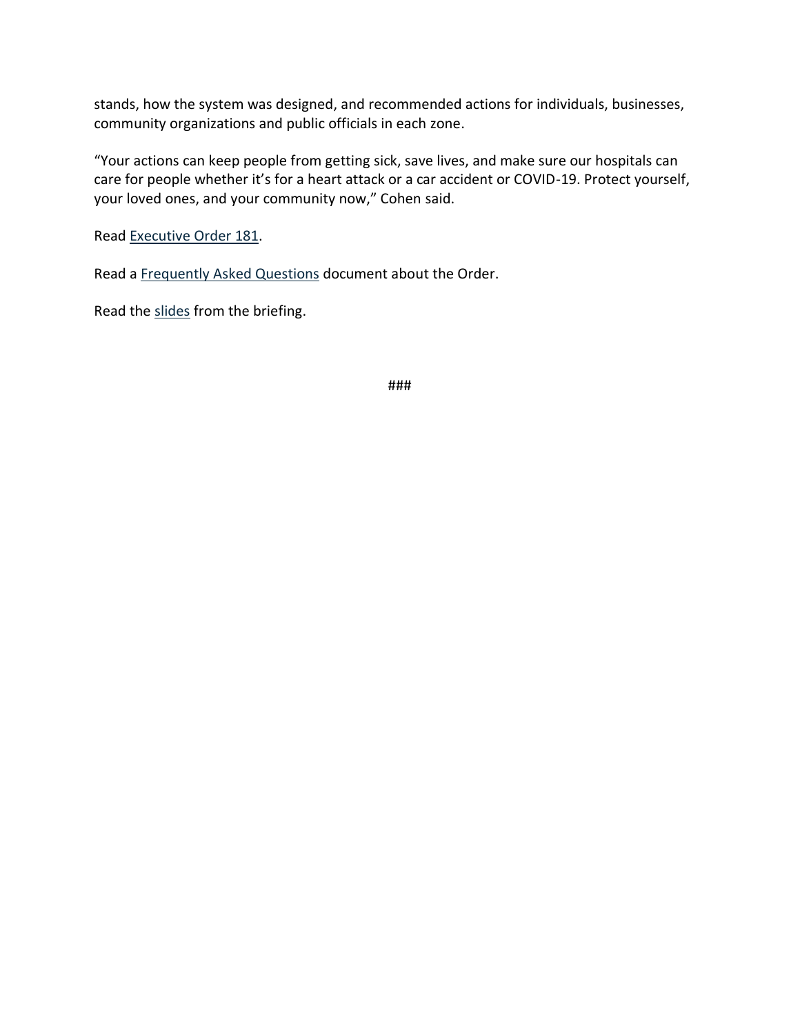stands, how the system was designed, and recommended actions for individuals, businesses, community organizations and public officials in each zone.

"Your actions can keep people from getting sick, save lives, and make sure our hospitals can care for people whether it's for a heart attack or a car accident or COVID-19. Protect yourself, your loved ones, and your community now," Cohen said.

Read Executive Order 181.

Read a Frequently Asked Questions document about the Order.

Read the slides from the briefing.

###